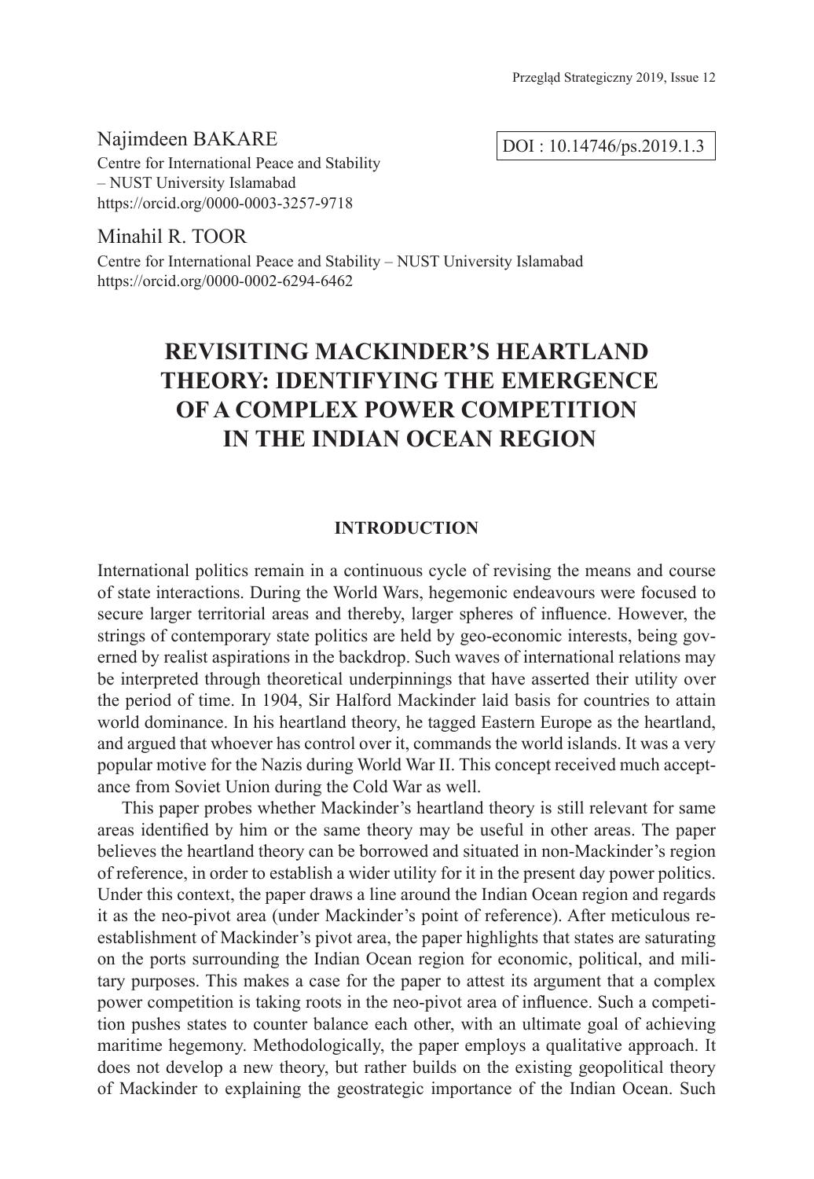Najimdeen BAKARE

Centre for International Peace and Stability – NUST University Islamabad
https://orcid.org/0000-0003-3257-9718

DOI : 10.14746/ps.2019.1.3

Minahil R. TOOR

Centre for International Peace and Stability – NUST University Islamabad
https://orcid.org/0000-0002-6294-6462

# REVISITING MACKINDER'S HEARTLAND THEORY: IDENTIFYING THE EMERGENCE OF A COMPLEX POWER COMPETITION IN THE INDIAN OCEAN REGION

## INTRODUCTION

International politics remain in a continuous cycle of revising the means and course of state interactions. During the World Wars, hegemonic endeavours were focused to secure larger territorial areas and thereby, larger spheres of influence. However, the strings of contemporary state politics are held by geo-economic interests, being governed by realist aspirations in the backdrop. Such waves of international relations may be interpreted through theoretical underpinnings that have asserted their utility over the period of time. In 1904, Sir Halford Mackinder laid basis for countries to attain world dominance. In his heartland theory, he tagged Eastern Europe as the heartland, and argued that whoever has control over it, commands the world islands. It was a very popular motive for the Nazis during World War II. This concept received much acceptance from Soviet Union during the Cold War as well.

This paper probes whether Mackinder's heartland theory is still relevant for same areas identified by him or the same theory may be useful in other areas. The paper believes the heartland theory can be borrowed and situated in non-Mackinder's region of reference, in order to establish a wider utility for it in the present day power politics. Under this context, the paper draws a line around the Indian Ocean region and regards it as the neo-pivot area (under Mackinder's point of reference). After meticulous re-establishment of Mackinder's pivot area, the paper highlights that states are saturating on the ports surrounding the Indian Ocean region for economic, political, and military purposes. This makes a case for the paper to attest its argument that a complex power competition is taking roots in the neo-pivot area of influence. Such a competition pushes states to counter balance each other, with an ultimate goal of achieving maritime hegemony. Methodologically, the paper employs a qualitative approach. It does not develop a new theory, but rather builds on the existing geopolitical theory of Mackinder to explaining the geostrategic importance of the Indian Ocean. Such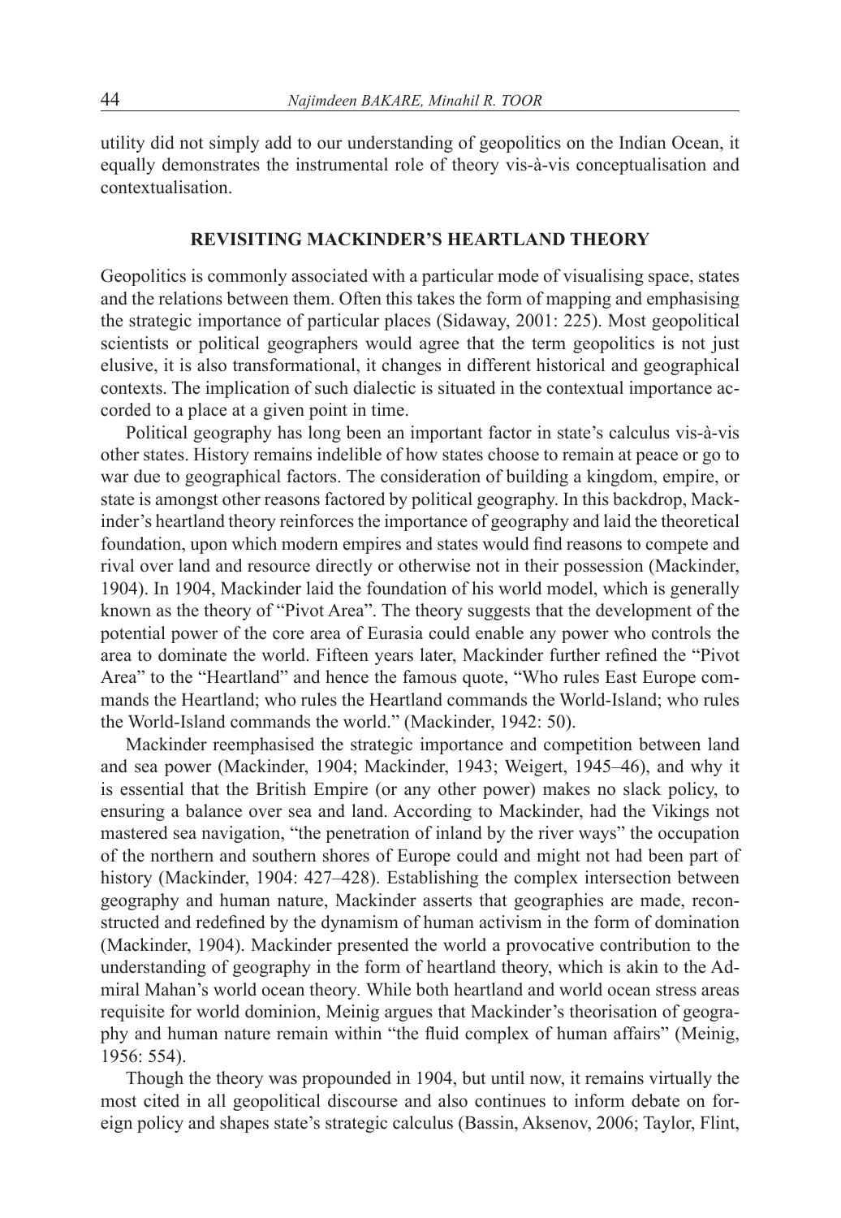utility did not simply add to our understanding of geopolitics on the Indian Ocean, it equally demonstrates the instrumental role of theory vis-à-vis conceptualisation and contextualisation.

## REVISITING MACKINDER'S HEARTLAND THEORY

Geopolitics is commonly associated with a particular mode of visualising space, states and the relations between them. Often this takes the form of mapping and emphasising the strategic importance of particular places (Sidaway, 2001: 225). Most geopolitical scientists or political geographers would agree that the term geopolitics is not just elusive, it is also transformational, it changes in different historical and geographical contexts. The implication of such dialectic is situated in the contextual importance accorded to a place at a given point in time.

Political geography has long been an important factor in state's calculus vis-à-vis other states. History remains indelible of how states choose to remain at peace or go to war due to geographical factors. The consideration of building a kingdom, empire, or state is amongst other reasons factored by political geography. In this backdrop, Mackinder's heartland theory reinforces the importance of geography and laid the theoretical foundation, upon which modern empires and states would find reasons to compete and rival over land and resource directly or otherwise not in their possession (Mackinder, 1904). In 1904, Mackinder laid the foundation of his world model, which is generally known as the theory of "Pivot Area". The theory suggests that the development of the potential power of the core area of Eurasia could enable any power who controls the area to dominate the world. Fifteen years later, Mackinder further refined the "Pivot Area" to the "Heartland" and hence the famous quote, "Who rules East Europe commands the Heartland; who rules the Heartland commands the World-Island; who rules the World-Island commands the world." (Mackinder, 1942: 50).

Mackinder reemphasised the strategic importance and competition between land and sea power (Mackinder, 1904; Mackinder, 1943; Weigert, 1945–46), and why it is essential that the British Empire (or any other power) makes no slack policy, to ensuring a balance over sea and land. According to Mackinder, had the Vikings not mastered sea navigation, "the penetration of inland by the river ways" the occupation of the northern and southern shores of Europe could and might not had been part of history (Mackinder, 1904: 427–428). Establishing the complex intersection between geography and human nature, Mackinder asserts that geographies are made, reconstructed and redefined by the dynamism of human activism in the form of domination (Mackinder, 1904). Mackinder presented the world a provocative contribution to the understanding of geography in the form of heartland theory, which is akin to the Admiral Mahan's world ocean theory. While both heartland and world ocean stress areas requisite for world dominion, Meinig argues that Mackinder's theorisation of geography and human nature remain within "the fluid complex of human affairs" (Meinig, 1956: 554).

Though the theory was propounded in 1904, but until now, it remains virtually the most cited in all geopolitical discourse and also continues to inform debate on foreign policy and shapes state's strategic calculus (Bassin, Aksenov, 2006; Taylor, Flint,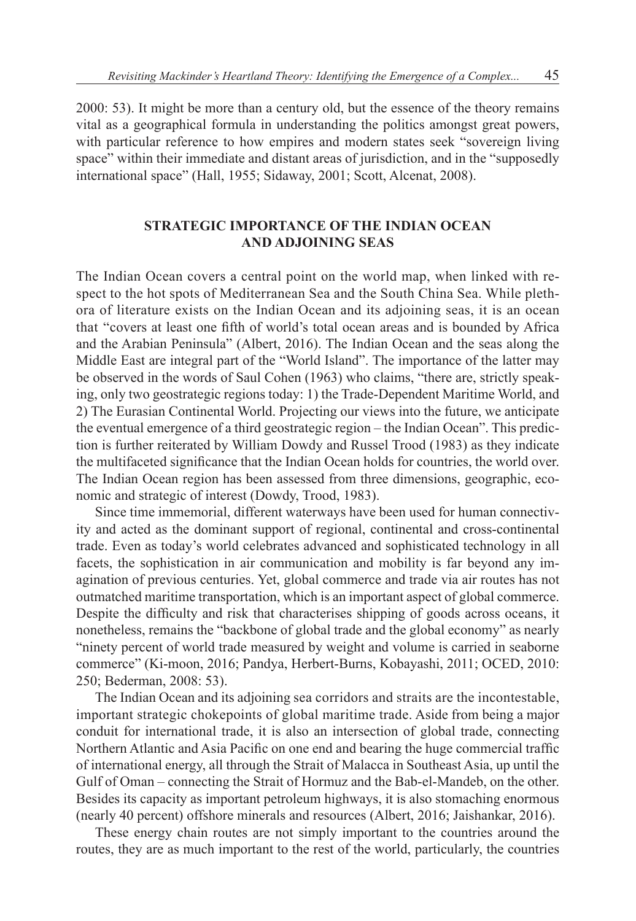2000: 53). It might be more than a century old, but the essence of the theory remains vital as a geographical formula in understanding the politics amongst great powers, with particular reference to how empires and modern states seek "sovereign living space" within their immediate and distant areas of jurisdiction, and in the "supposedly international space" (Hall, 1955; Sidaway, 2001; Scott, Alcenat, 2008).

## STRATEGIC IMPORTANCE OF THE INDIAN OCEAN AND ADJOINING SEAS

The Indian Ocean covers a central point on the world map, when linked with respect to the hot spots of Mediterranean Sea and the South China Sea. While plethora of literature exists on the Indian Ocean and its adjoining seas, it is an ocean that "covers at least one fifth of world's total ocean areas and is bounded by Africa and the Arabian Peninsula" (Albert, 2016). The Indian Ocean and the seas along the Middle East are integral part of the "World Island". The importance of the latter may be observed in the words of Saul Cohen (1963) who claims, "there are, strictly speaking, only two geostrategic regions today: 1) the Trade-Dependent Maritime World, and 2) The Eurasian Continental World. Projecting our views into the future, we anticipate the eventual emergence of a third geostrategic region – the Indian Ocean". This prediction is further reiterated by William Dowdy and Russel Trood (1983) as they indicate the multifaceted significance that the Indian Ocean holds for countries, the world over. The Indian Ocean region has been assessed from three dimensions, geographic, economic and strategic of interest (Dowdy, Trood, 1983).

Since time immemorial, different waterways have been used for human connectivity and acted as the dominant support of regional, continental and cross-continental trade. Even as today's world celebrates advanced and sophisticated technology in all facets, the sophistication in air communication and mobility is far beyond any imagination of previous centuries. Yet, global commerce and trade via air routes has not outmatched maritime transportation, which is an important aspect of global commerce. Despite the difficulty and risk that characterises shipping of goods across oceans, it nonetheless, remains the "backbone of global trade and the global economy" as nearly "ninety percent of world trade measured by weight and volume is carried in seaborne commerce" (Ki-moon, 2016; Pandya, Herbert-Burns, Kobayashi, 2011; OCED, 2010: 250; Bederman, 2008: 53).

The Indian Ocean and its adjoining sea corridors and straits are the incontestable, important strategic chokepoints of global maritime trade. Aside from being a major conduit for international trade, it is also an intersection of global trade, connecting Northern Atlantic and Asia Pacific on one end and bearing the huge commercial traffic of international energy, all through the Strait of Malacca in Southeast Asia, up until the Gulf of Oman – connecting the Strait of Hormuz and the Bab-el-Mandeb, on the other. Besides its capacity as important petroleum highways, it is also stomaching enormous (nearly 40 percent) offshore minerals and resources (Albert, 2016; Jaishankar, 2016).

These energy chain routes are not simply important to the countries around the routes, they are as much important to the rest of the world, particularly, the countries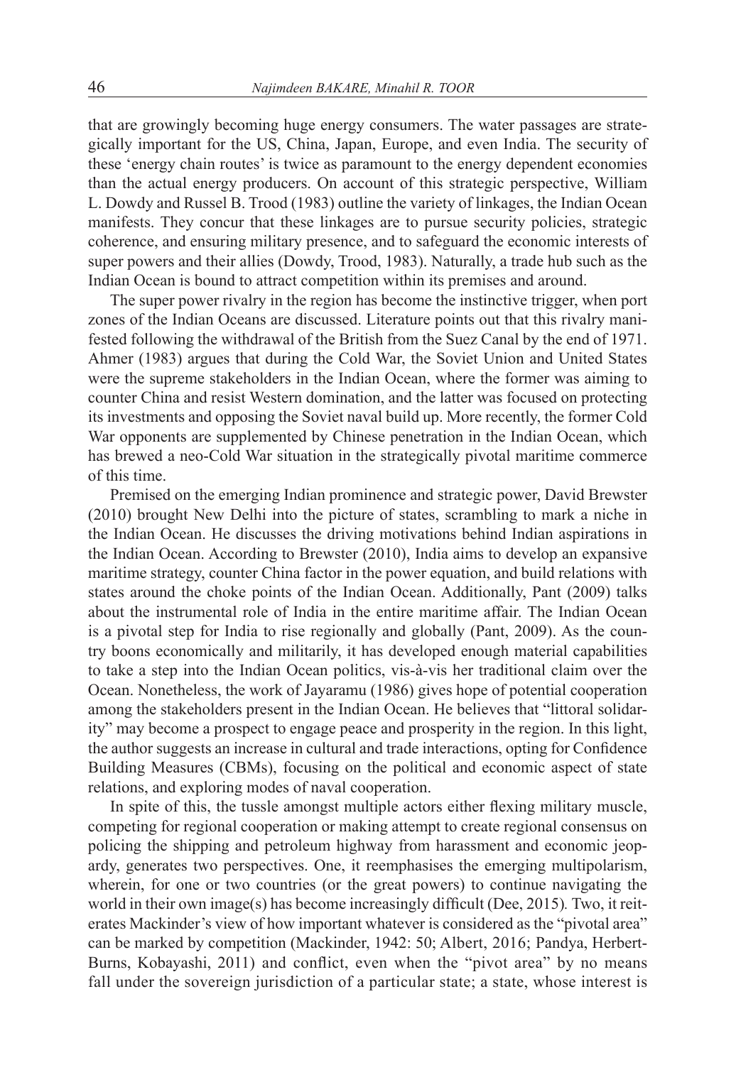that are growingly becoming huge energy consumers. The water passages are strategically important for the US, China, Japan, Europe, and even India. The security of these 'energy chain routes' is twice as paramount to the energy dependent economies than the actual energy producers. On account of this strategic perspective, William L. Dowdy and Russel B. Trood (1983) outline the variety of linkages, the Indian Ocean manifests. They concur that these linkages are to pursue security policies, strategic coherence, and ensuring military presence, and to safeguard the economic interests of super powers and their allies (Dowdy, Trood, 1983). Naturally, a trade hub such as the Indian Ocean is bound to attract competition within its premises and around.

The super power rivalry in the region has become the instinctive trigger, when port zones of the Indian Oceans are discussed. Literature points out that this rivalry manifested following the withdrawal of the British from the Suez Canal by the end of 1971. Ahmer (1983) argues that during the Cold War, the Soviet Union and United States were the supreme stakeholders in the Indian Ocean, where the former was aiming to counter China and resist Western domination, and the latter was focused on protecting its investments and opposing the Soviet naval build up. More recently, the former Cold War opponents are supplemented by Chinese penetration in the Indian Ocean, which has brewed a neo-Cold War situation in the strategically pivotal maritime commerce of this time.

Premised on the emerging Indian prominence and strategic power, David Brewster (2010) brought New Delhi into the picture of states, scrambling to mark a niche in the Indian Ocean. He discusses the driving motivations behind Indian aspirations in the Indian Ocean. According to Brewster (2010), India aims to develop an expansive maritime strategy, counter China factor in the power equation, and build relations with states around the choke points of the Indian Ocean. Additionally, Pant (2009) talks about the instrumental role of India in the entire maritime affair. The Indian Ocean is a pivotal step for India to rise regionally and globally (Pant, 2009). As the country boons economically and militarily, it has developed enough material capabilities to take a step into the Indian Ocean politics, vis-à-vis her traditional claim over the Ocean. Nonetheless, the work of Jayaramu (1986) gives hope of potential cooperation among the stakeholders present in the Indian Ocean. He believes that "littoral solidarity" may become a prospect to engage peace and prosperity in the region. In this light, the author suggests an increase in cultural and trade interactions, opting for Confidence Building Measures (CBMs), focusing on the political and economic aspect of state relations, and exploring modes of naval cooperation.

In spite of this, the tussle amongst multiple actors either flexing military muscle, competing for regional cooperation or making attempt to create regional consensus on policing the shipping and petroleum highway from harassment and economic jeopardy, generates two perspectives. One, it reemphasises the emerging multipolarism, wherein, for one or two countries (or the great powers) to continue navigating the world in their own image(s) has become increasingly difficult (Dee, 2015). Two, it reiterates Mackinder's view of how important whatever is considered as the "pivotal area" can be marked by competition (Mackinder, 1942: 50; Albert, 2016; Pandya, Herbert-Burns, Kobayashi, 2011) and conflict, even when the "pivot area" by no means fall under the sovereign jurisdiction of a particular state; a state, whose interest is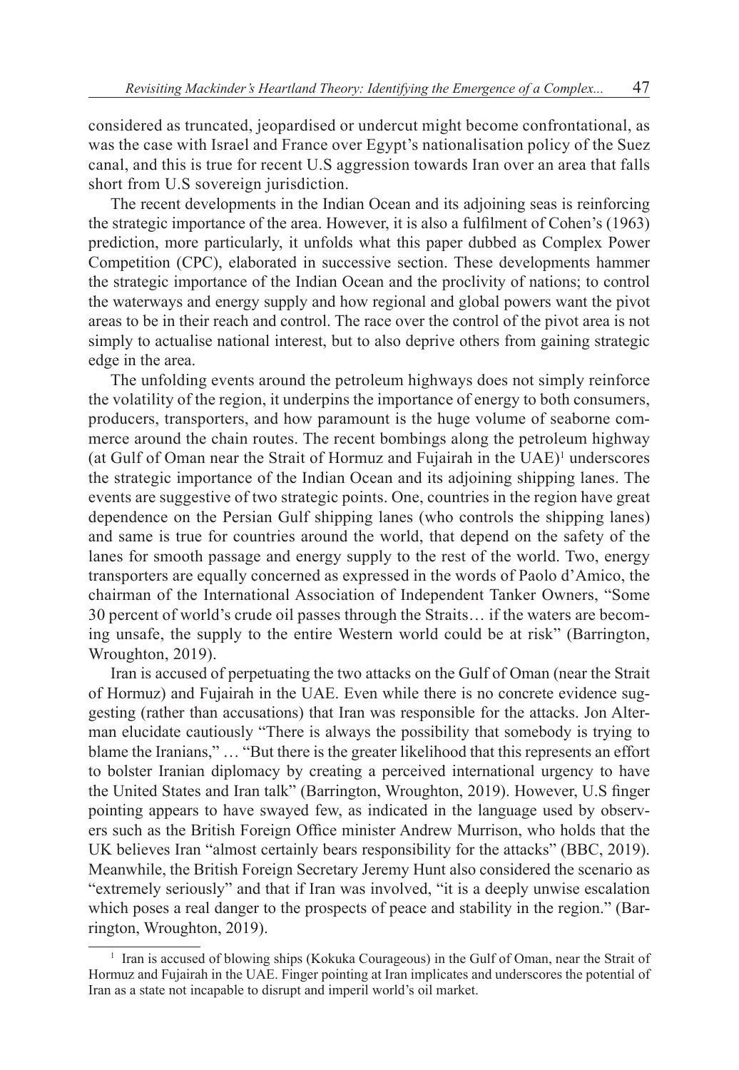considered as truncated, jeopardised or undercut might become confrontational, as was the case with Israel and France over Egypt's nationalisation policy of the Suez canal, and this is true for recent U.S aggression towards Iran over an area that falls short from U.S sovereign jurisdiction.

The recent developments in the Indian Ocean and its adjoining seas is reinforcing the strategic importance of the area. However, it is also a fulfilment of Cohen's (1963) prediction, more particularly, it unfolds what this paper dubbed as Complex Power Competition (CPC), elaborated in successive section. These developments hammer the strategic importance of the Indian Ocean and the proclivity of nations; to control the waterways and energy supply and how regional and global powers want the pivot areas to be in their reach and control. The race over the control of the pivot area is not simply to actualise national interest, but to also deprive others from gaining strategic edge in the area.

The unfolding events around the petroleum highways does not simply reinforce the volatility of the region, it underpins the importance of energy to both consumers, producers, transporters, and how paramount is the huge volume of seaborne commerce around the chain routes. The recent bombings along the petroleum highway (at Gulf of Oman near the Strait of Hormuz and Fujairah in the UAE)[1] underscores the strategic importance of the Indian Ocean and its adjoining shipping lanes. The events are suggestive of two strategic points. One, countries in the region have great dependence on the Persian Gulf shipping lanes (who controls the shipping lanes) and same is true for countries around the world, that depend on the safety of the lanes for smooth passage and energy supply to the rest of the world. Two, energy transporters are equally concerned as expressed in the words of Paolo d'Amico, the chairman of the International Association of Independent Tanker Owners, "Some 30 percent of world's crude oil passes through the Straits… if the waters are becoming unsafe, the supply to the entire Western world could be at risk" (Barrington, Wroughton, 2019).

Iran is accused of perpetuating the two attacks on the Gulf of Oman (near the Strait of Hormuz) and Fujairah in the UAE. Even while there is no concrete evidence suggesting (rather than accusations) that Iran was responsible for the attacks. Jon Alterman elucidate cautiously "There is always the possibility that somebody is trying to blame the Iranians," … "But there is the greater likelihood that this represents an effort to bolster Iranian diplomacy by creating a perceived international urgency to have the United States and Iran talk" (Barrington, Wroughton, 2019). However, U.S finger pointing appears to have swayed few, as indicated in the language used by observers such as the British Foreign Office minister Andrew Murrison, who holds that the UK believes Iran "almost certainly bears responsibility for the attacks" (BBC, 2019). Meanwhile, the British Foreign Secretary Jeremy Hunt also considered the scenario as "extremely seriously" and that if Iran was involved, "it is a deeply unwise escalation which poses a real danger to the prospects of peace and stability in the region." (Barrington, Wroughton, 2019).

[1] Iran is accused of blowing ships (Kokuka Courageous) in the Gulf of Oman, near the Strait of Hormuz and Fujairah in the UAE. Finger pointing at Iran implicates and underscores the potential of Iran as a state not incapable to disrupt and imperil world's oil market.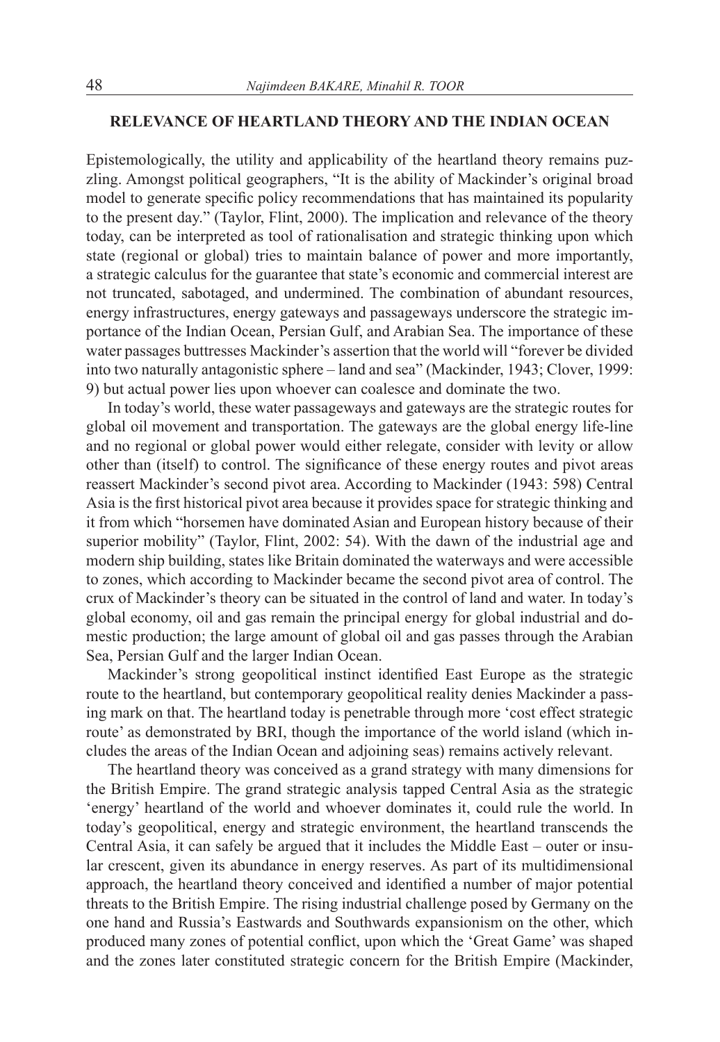## RELEVANCE OF HEARTLAND THEORY AND THE INDIAN OCEAN

Epistemologically, the utility and applicability of the heartland theory remains puzzling. Amongst political geographers, "It is the ability of Mackinder's original broad model to generate specific policy recommendations that has maintained its popularity to the present day." (Taylor, Flint, 2000). The implication and relevance of the theory today, can be interpreted as tool of rationalisation and strategic thinking upon which state (regional or global) tries to maintain balance of power and more importantly, a strategic calculus for the guarantee that state's economic and commercial interest are not truncated, sabotaged, and undermined. The combination of abundant resources, energy infrastructures, energy gateways and passageways underscore the strategic importance of the Indian Ocean, Persian Gulf, and Arabian Sea. The importance of these water passages buttresses Mackinder's assertion that the world will "forever be divided into two naturally antagonistic sphere – land and sea" (Mackinder, 1943; Clover, 1999: 9) but actual power lies upon whoever can coalesce and dominate the two.

In today's world, these water passageways and gateways are the strategic routes for global oil movement and transportation. The gateways are the global energy life-line and no regional or global power would either relegate, consider with levity or allow other than (itself) to control. The significance of these energy routes and pivot areas reassert Mackinder's second pivot area. According to Mackinder (1943: 598) Central Asia is the first historical pivot area because it provides space for strategic thinking and it from which "horsemen have dominated Asian and European history because of their superior mobility" (Taylor, Flint, 2002: 54). With the dawn of the industrial age and modern ship building, states like Britain dominated the waterways and were accessible to zones, which according to Mackinder became the second pivot area of control. The crux of Mackinder's theory can be situated in the control of land and water. In today's global economy, oil and gas remain the principal energy for global industrial and domestic production; the large amount of global oil and gas passes through the Arabian Sea, Persian Gulf and the larger Indian Ocean.

Mackinder's strong geopolitical instinct identified East Europe as the strategic route to the heartland, but contemporary geopolitical reality denies Mackinder a passing mark on that. The heartland today is penetrable through more 'cost effect strategic route' as demonstrated by BRI, though the importance of the world island (which includes the areas of the Indian Ocean and adjoining seas) remains actively relevant.

The heartland theory was conceived as a grand strategy with many dimensions for the British Empire. The grand strategic analysis tapped Central Asia as the strategic 'energy' heartland of the world and whoever dominates it, could rule the world. In today's geopolitical, energy and strategic environment, the heartland transcends the Central Asia, it can safely be argued that it includes the Middle East – outer or insular crescent, given its abundance in energy reserves. As part of its multidimensional approach, the heartland theory conceived and identified a number of major potential threats to the British Empire. The rising industrial challenge posed by Germany on the one hand and Russia's Eastwards and Southwards expansionism on the other, which produced many zones of potential conflict, upon which the 'Great Game' was shaped and the zones later constituted strategic concern for the British Empire (Mackinder,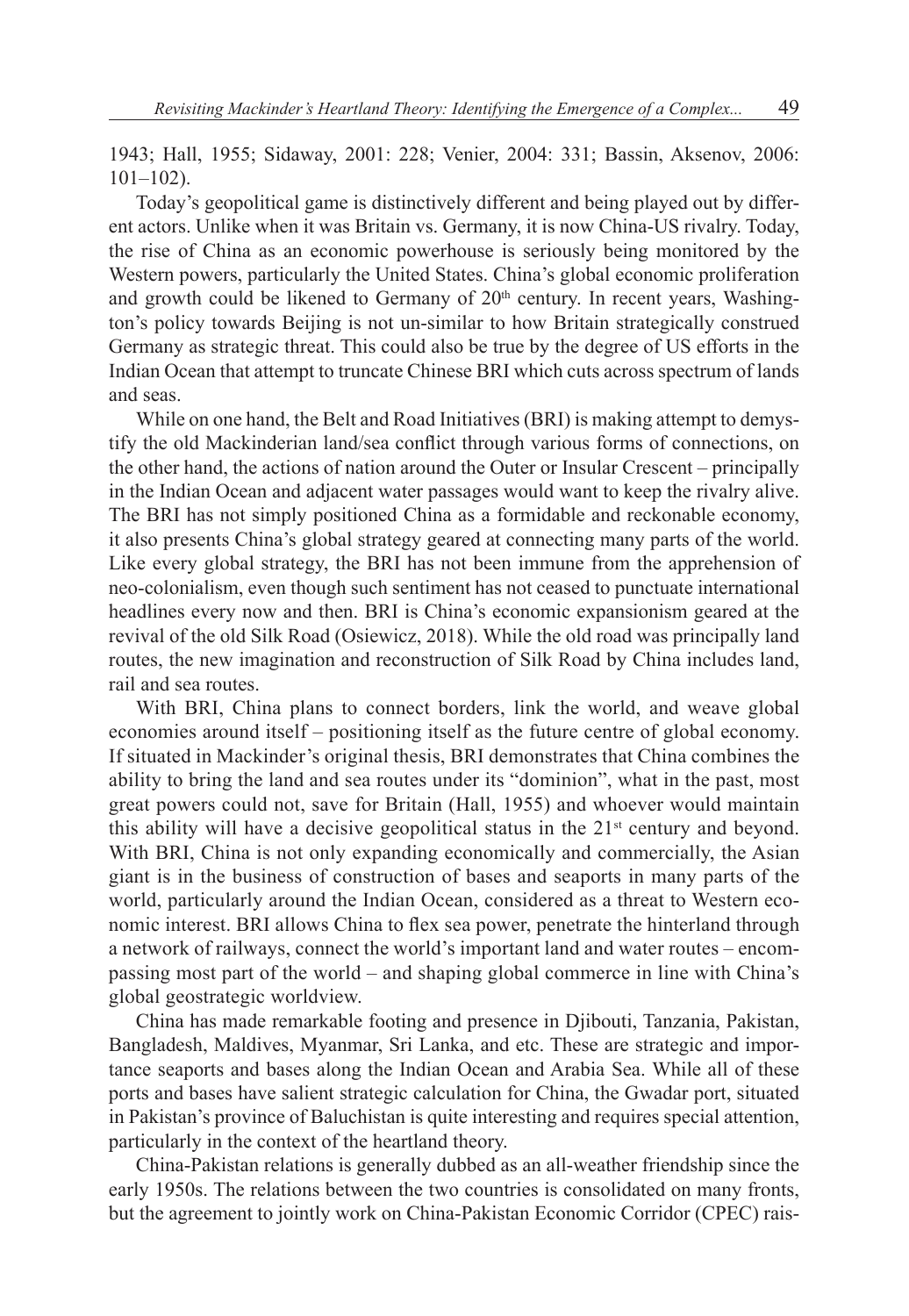1943; Hall, 1955; Sidaway, 2001: 228; Venier, 2004: 331; Bassin, Aksenov, 2006: 101–102).

Today's geopolitical game is distinctively different and being played out by different actors. Unlike when it was Britain vs. Germany, it is now China-US rivalry. Today, the rise of China as an economic powerhouse is seriously being monitored by the Western powers, particularly the United States. China's global economic proliferation and growth could be likened to Germany of 20th century. In recent years, Washington's policy towards Beijing is not un-similar to how Britain strategically construed Germany as strategic threat. This could also be true by the degree of US efforts in the Indian Ocean that attempt to truncate Chinese BRI which cuts across spectrum of lands and seas.

While on one hand, the Belt and Road Initiatives (BRI) is making attempt to demystify the old Mackinderian land/sea conflict through various forms of connections, on the other hand, the actions of nation around the Outer or Insular Crescent – principally in the Indian Ocean and adjacent water passages would want to keep the rivalry alive. The BRI has not simply positioned China as a formidable and reckonable economy, it also presents China's global strategy geared at connecting many parts of the world. Like every global strategy, the BRI has not been immune from the apprehension of neo-colonialism, even though such sentiment has not ceased to punctuate international headlines every now and then. BRI is China's economic expansionism geared at the revival of the old Silk Road (Osiewicz, 2018). While the old road was principally land routes, the new imagination and reconstruction of Silk Road by China includes land, rail and sea routes.

With BRI, China plans to connect borders, link the world, and weave global economies around itself – positioning itself as the future centre of global economy. If situated in Mackinder's original thesis, BRI demonstrates that China combines the ability to bring the land and sea routes under its "dominion", what in the past, most great powers could not, save for Britain (Hall, 1955) and whoever would maintain this ability will have a decisive geopolitical status in the 21st century and beyond. With BRI, China is not only expanding economically and commercially, the Asian giant is in the business of construction of bases and seaports in many parts of the world, particularly around the Indian Ocean, considered as a threat to Western economic interest. BRI allows China to flex sea power, penetrate the hinterland through a network of railways, connect the world's important land and water routes – encompassing most part of the world – and shaping global commerce in line with China's global geostrategic worldview.

China has made remarkable footing and presence in Djibouti, Tanzania, Pakistan, Bangladesh, Maldives, Myanmar, Sri Lanka, and etc. These are strategic and importance seaports and bases along the Indian Ocean and Arabia Sea. While all of these ports and bases have salient strategic calculation for China, the Gwadar port, situated in Pakistan's province of Baluchistan is quite interesting and requires special attention, particularly in the context of the heartland theory.

China-Pakistan relations is generally dubbed as an all-weather friendship since the early 1950s. The relations between the two countries is consolidated on many fronts, but the agreement to jointly work on China-Pakistan Economic Corridor (CPEC) rais-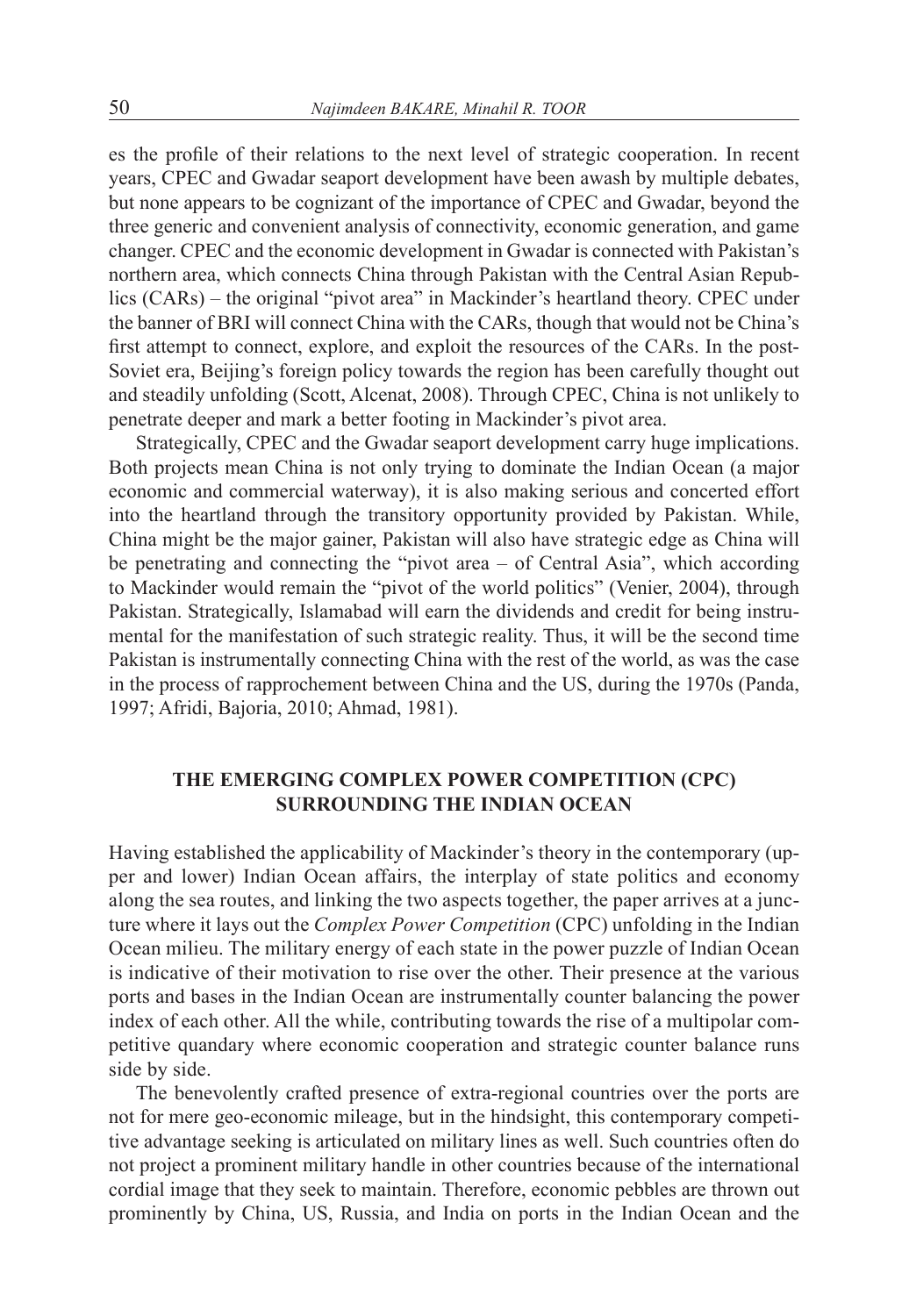es the profile of their relations to the next level of strategic cooperation. In recent years, CPEC and Gwadar seaport development have been awash by multiple debates, but none appears to be cognizant of the importance of CPEC and Gwadar, beyond the three generic and convenient analysis of connectivity, economic generation, and game changer. CPEC and the economic development in Gwadar is connected with Pakistan's northern area, which connects China through Pakistan with the Central Asian Republics (CARs) – the original "pivot area" in Mackinder's heartland theory. CPEC under the banner of BRI will connect China with the CARs, though that would not be China's first attempt to connect, explore, and exploit the resources of the CARs. In the post-Soviet era, Beijing's foreign policy towards the region has been carefully thought out and steadily unfolding (Scott, Alcenat, 2008). Through CPEC, China is not unlikely to penetrate deeper and mark a better footing in Mackinder's pivot area.

Strategically, CPEC and the Gwadar seaport development carry huge implications. Both projects mean China is not only trying to dominate the Indian Ocean (a major economic and commercial waterway), it is also making serious and concerted effort into the heartland through the transitory opportunity provided by Pakistan. While, China might be the major gainer, Pakistan will also have strategic edge as China will be penetrating and connecting the "pivot area – of Central Asia", which according to Mackinder would remain the "pivot of the world politics" (Venier, 2004), through Pakistan. Strategically, Islamabad will earn the dividends and credit for being instrumental for the manifestation of such strategic reality. Thus, it will be the second time Pakistan is instrumentally connecting China with the rest of the world, as was the case in the process of rapprochement between China and the US, during the 1970s (Panda, 1997; Afridi, Bajoria, 2010; Ahmad, 1981).

## THE EMERGING COMPLEX POWER COMPETITION (CPC) SURROUNDING THE INDIAN OCEAN

Having established the applicability of Mackinder's theory in the contemporary (upper and lower) Indian Ocean affairs, the interplay of state politics and economy along the sea routes, and linking the two aspects together, the paper arrives at a juncture where it lays out the *Complex Power Competition* (CPC) unfolding in the Indian Ocean milieu. The military energy of each state in the power puzzle of Indian Ocean is indicative of their motivation to rise over the other. Their presence at the various ports and bases in the Indian Ocean are instrumentally counter balancing the power index of each other. All the while, contributing towards the rise of a multipolar competitive quandary where economic cooperation and strategic counter balance runs side by side.

The benevolently crafted presence of extra-regional countries over the ports are not for mere geo-economic mileage, but in the hindsight, this contemporary competitive advantage seeking is articulated on military lines as well. Such countries often do not project a prominent military handle in other countries because of the international cordial image that they seek to maintain. Therefore, economic pebbles are thrown out prominently by China, US, Russia, and India on ports in the Indian Ocean and the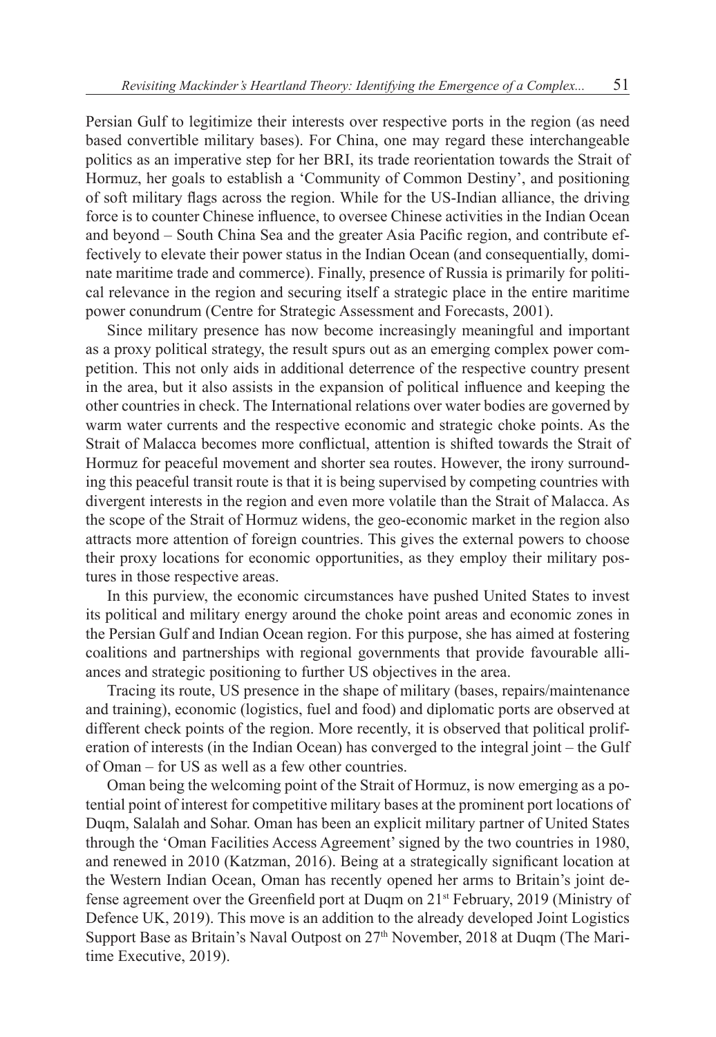Persian Gulf to legitimize their interests over respective ports in the region (as need based convertible military bases). For China, one may regard these interchangeable politics as an imperative step for her BRI, its trade reorientation towards the Strait of Hormuz, her goals to establish a 'Community of Common Destiny', and positioning of soft military flags across the region. While for the US-Indian alliance, the driving force is to counter Chinese influence, to oversee Chinese activities in the Indian Ocean and beyond – South China Sea and the greater Asia Pacific region, and contribute effectively to elevate their power status in the Indian Ocean (and consequentially, dominate maritime trade and commerce). Finally, presence of Russia is primarily for political relevance in the region and securing itself a strategic place in the entire maritime power conundrum (Centre for Strategic Assessment and Forecasts, 2001).

Since military presence has now become increasingly meaningful and important as a proxy political strategy, the result spurs out as an emerging complex power competition. This not only aids in additional deterrence of the respective country present in the area, but it also assists in the expansion of political influence and keeping the other countries in check. The International relations over water bodies are governed by warm water currents and the respective economic and strategic choke points. As the Strait of Malacca becomes more conflictual, attention is shifted towards the Strait of Hormuz for peaceful movement and shorter sea routes. However, the irony surrounding this peaceful transit route is that it is being supervised by competing countries with divergent interests in the region and even more volatile than the Strait of Malacca. As the scope of the Strait of Hormuz widens, the geo-economic market in the region also attracts more attention of foreign countries. This gives the external powers to choose their proxy locations for economic opportunities, as they employ their military postures in those respective areas.

In this purview, the economic circumstances have pushed United States to invest its political and military energy around the choke point areas and economic zones in the Persian Gulf and Indian Ocean region. For this purpose, she has aimed at fostering coalitions and partnerships with regional governments that provide favourable alliances and strategic positioning to further US objectives in the area.

Tracing its route, US presence in the shape of military (bases, repairs/maintenance and training), economic (logistics, fuel and food) and diplomatic ports are observed at different check points of the region. More recently, it is observed that political proliferation of interests (in the Indian Ocean) has converged to the integral joint – the Gulf of Oman – for US as well as a few other countries.

Oman being the welcoming point of the Strait of Hormuz, is now emerging as a potential point of interest for competitive military bases at the prominent port locations of Duqm, Salalah and Sohar. Oman has been an explicit military partner of United States through the 'Oman Facilities Access Agreement' signed by the two countries in 1980, and renewed in 2010 (Katzman, 2016). Being at a strategically significant location at the Western Indian Ocean, Oman has recently opened her arms to Britain's joint defense agreement over the Greenfield port at Duqm on 21st February, 2019 (Ministry of Defence UK, 2019). This move is an addition to the already developed Joint Logistics Support Base as Britain's Naval Outpost on 27th November, 2018 at Duqm (The Maritime Executive, 2019).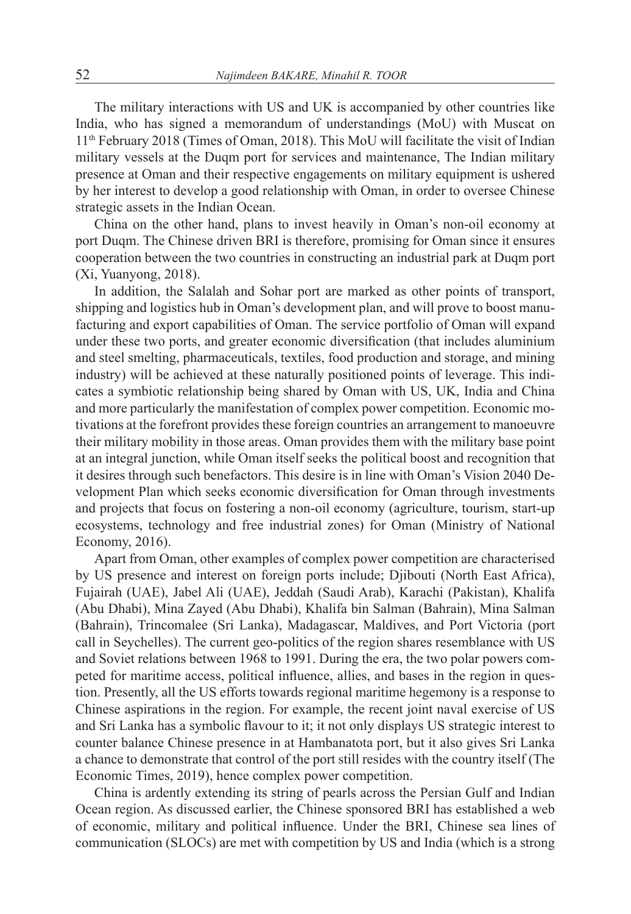The military interactions with US and UK is accompanied by other countries like India, who has signed a memorandum of understandings (MoU) with Muscat on 11th February 2018 (Times of Oman, 2018). This MoU will facilitate the visit of Indian military vessels at the Duqm port for services and maintenance, The Indian military presence at Oman and their respective engagements on military equipment is ushered by her interest to develop a good relationship with Oman, in order to oversee Chinese strategic assets in the Indian Ocean.

China on the other hand, plans to invest heavily in Oman's non-oil economy at port Duqm. The Chinese driven BRI is therefore, promising for Oman since it ensures cooperation between the two countries in constructing an industrial park at Duqm port (Xi, Yuanyong, 2018).

In addition, the Salalah and Sohar port are marked as other points of transport, shipping and logistics hub in Oman's development plan, and will prove to boost manufacturing and export capabilities of Oman. The service portfolio of Oman will expand under these two ports, and greater economic diversification (that includes aluminium and steel smelting, pharmaceuticals, textiles, food production and storage, and mining industry) will be achieved at these naturally positioned points of leverage. This indicates a symbiotic relationship being shared by Oman with US, UK, India and China and more particularly the manifestation of complex power competition. Economic motivations at the forefront provides these foreign countries an arrangement to manoeuvre their military mobility in those areas. Oman provides them with the military base point at an integral junction, while Oman itself seeks the political boost and recognition that it desires through such benefactors. This desire is in line with Oman's Vision 2040 Development Plan which seeks economic diversification for Oman through investments and projects that focus on fostering a non-oil economy (agriculture, tourism, start-up ecosystems, technology and free industrial zones) for Oman (Ministry of National Economy, 2016).

Apart from Oman, other examples of complex power competition are characterised by US presence and interest on foreign ports include; Djibouti (North East Africa), Fujairah (UAE), Jabel Ali (UAE), Jeddah (Saudi Arab), Karachi (Pakistan), Khalifa (Abu Dhabi), Mina Zayed (Abu Dhabi), Khalifa bin Salman (Bahrain), Mina Salman (Bahrain), Trincomalee (Sri Lanka), Madagascar, Maldives, and Port Victoria (port call in Seychelles). The current geo-politics of the region shares resemblance with US and Soviet relations between 1968 to 1991. During the era, the two polar powers competed for maritime access, political influence, allies, and bases in the region in question. Presently, all the US efforts towards regional maritime hegemony is a response to Chinese aspirations in the region. For example, the recent joint naval exercise of US and Sri Lanka has a symbolic flavour to it; it not only displays US strategic interest to counter balance Chinese presence in at Hambanatota port, but it also gives Sri Lanka a chance to demonstrate that control of the port still resides with the country itself (The Economic Times, 2019), hence complex power competition.

China is ardently extending its string of pearls across the Persian Gulf and Indian Ocean region. As discussed earlier, the Chinese sponsored BRI has established a web of economic, military and political influence. Under the BRI, Chinese sea lines of communication (SLOCs) are met with competition by US and India (which is a strong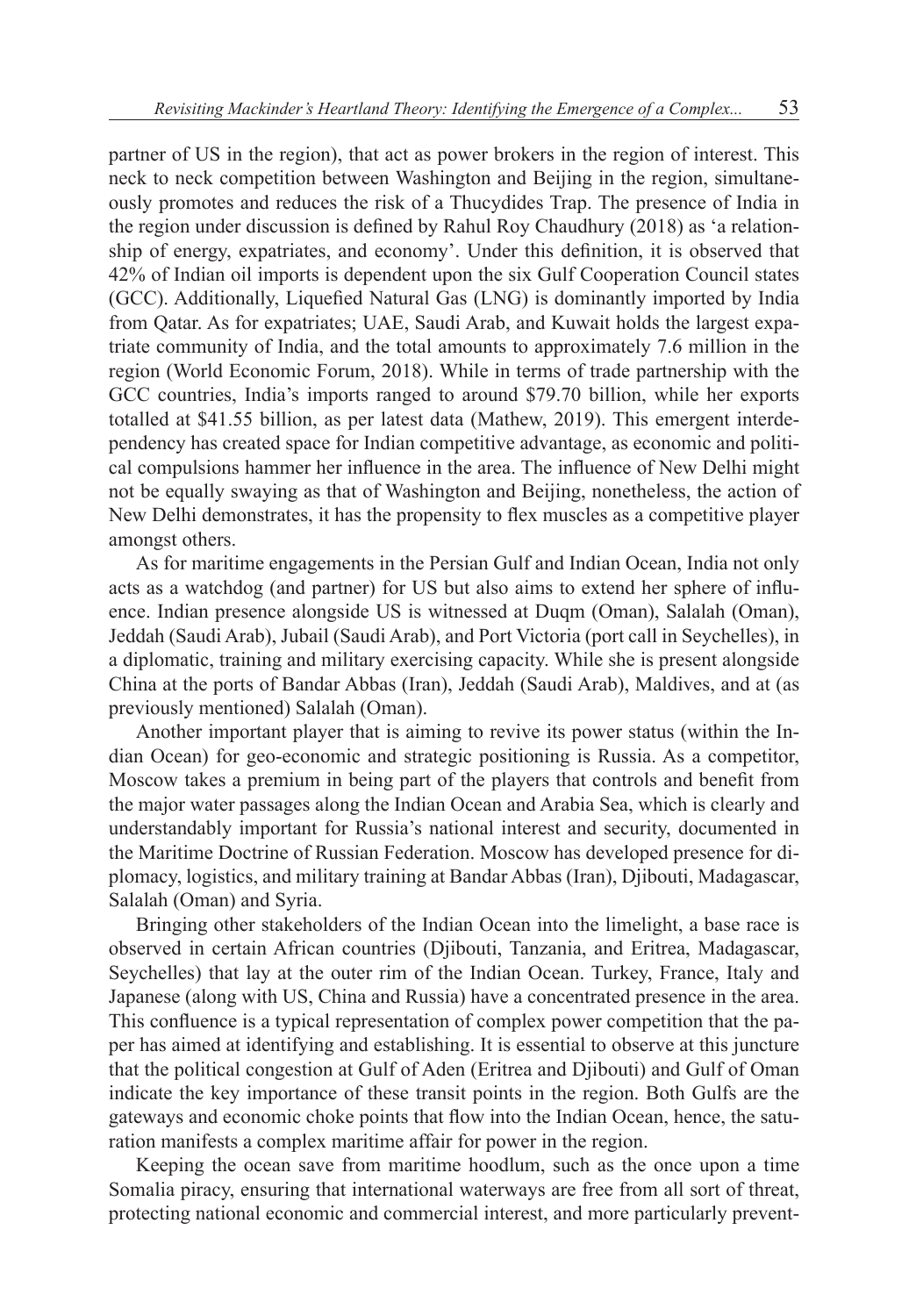partner of US in the region), that act as power brokers in the region of interest. This neck to neck competition between Washington and Beijing in the region, simultaneously promotes and reduces the risk of a Thucydides Trap. The presence of India in the region under discussion is defined by Rahul Roy Chaudhury (2018) as 'a relationship of energy, expatriates, and economy'. Under this definition, it is observed that 42% of Indian oil imports is dependent upon the six Gulf Cooperation Council states (GCC). Additionally, Liquefied Natural Gas (LNG) is dominantly imported by India from Qatar. As for expatriates; UAE, Saudi Arab, and Kuwait holds the largest expatriate community of India, and the total amounts to approximately 7.6 million in the region (World Economic Forum, 2018). While in terms of trade partnership with the GCC countries, India's imports ranged to around $79.70 billion, while her exports totalled at $41.55 billion, as per latest data (Mathew, 2019). This emergent interdependency has created space for Indian competitive advantage, as economic and political compulsions hammer her influence in the area. The influence of New Delhi might not be equally swaying as that of Washington and Beijing, nonetheless, the action of New Delhi demonstrates, it has the propensity to flex muscles as a competitive player amongst others.

As for maritime engagements in the Persian Gulf and Indian Ocean, India not only acts as a watchdog (and partner) for US but also aims to extend her sphere of influence. Indian presence alongside US is witnessed at Duqm (Oman), Salalah (Oman), Jeddah (Saudi Arab), Jubail (Saudi Arab), and Port Victoria (port call in Seychelles), in a diplomatic, training and military exercising capacity. While she is present alongside China at the ports of Bandar Abbas (Iran), Jeddah (Saudi Arab), Maldives, and at (as previously mentioned) Salalah (Oman).

Another important player that is aiming to revive its power status (within the Indian Ocean) for geo-economic and strategic positioning is Russia. As a competitor, Moscow takes a premium in being part of the players that controls and benefit from the major water passages along the Indian Ocean and Arabia Sea, which is clearly and understandably important for Russia's national interest and security, documented in the Maritime Doctrine of Russian Federation. Moscow has developed presence for diplomacy, logistics, and military training at Bandar Abbas (Iran), Djibouti, Madagascar, Salalah (Oman) and Syria.

Bringing other stakeholders of the Indian Ocean into the limelight, a base race is observed in certain African countries (Djibouti, Tanzania, and Eritrea, Madagascar, Seychelles) that lay at the outer rim of the Indian Ocean. Turkey, France, Italy and Japanese (along with US, China and Russia) have a concentrated presence in the area. This confluence is a typical representation of complex power competition that the paper has aimed at identifying and establishing. It is essential to observe at this juncture that the political congestion at Gulf of Aden (Eritrea and Djibouti) and Gulf of Oman indicate the key importance of these transit points in the region. Both Gulfs are the gateways and economic choke points that flow into the Indian Ocean, hence, the saturation manifests a complex maritime affair for power in the region.

Keeping the ocean save from maritime hoodlum, such as the once upon a time Somalia piracy, ensuring that international waterways are free from all sort of threat, protecting national economic and commercial interest, and more particularly prevent-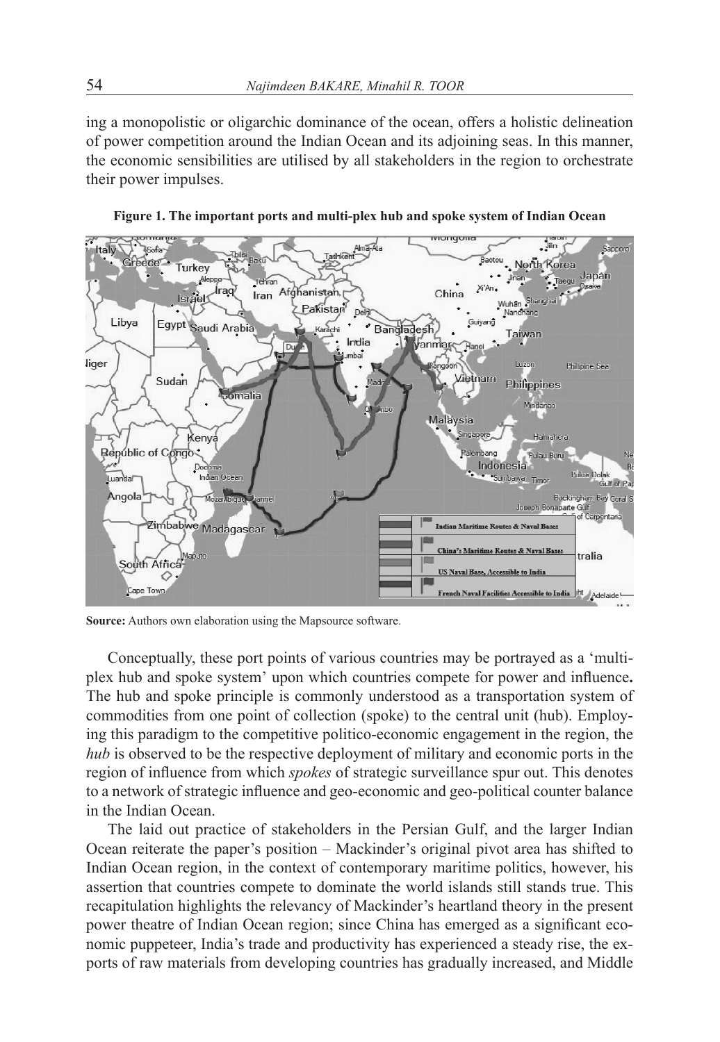ing a monopolistic or oligarchic dominance of the ocean, offers a holistic delineation of power competition around the Indian Ocean and its adjoining seas. In this manner, the economic sensibilities are utilised by all stakeholders in the region to orchestrate their power impulses.

**Figure 1. The important ports and multi-plex hub and spoke system of Indian Ocean**

**Source:** Authors own elaboration using the Mapsource software.

Conceptually, these port points of various countries may be portrayed as a 'multi-plex hub and spoke system' upon which countries compete for power and influence**.** The hub and spoke principle is commonly understood as a transportation system of commodities from one point of collection (spoke) to the central unit (hub). Employing this paradigm to the competitive politico-economic engagement in the region, the *hub* is observed to be the respective deployment of military and economic ports in the region of influence from which *spokes* of strategic surveillance spur out. This denotes to a network of strategic influence and geo-economic and geo-political counter balance in the Indian Ocean.

The laid out practice of stakeholders in the Persian Gulf, and the larger Indian Ocean reiterate the paper's position – Mackinder's original pivot area has shifted to Indian Ocean region, in the context of contemporary maritime politics, however, his assertion that countries compete to dominate the world islands still stands true. This recapitulation highlights the relevancy of Mackinder's heartland theory in the present power theatre of Indian Ocean region; since China has emerged as a significant economic puppeteer, India's trade and productivity has experienced a steady rise, the exports of raw materials from developing countries has gradually increased, and Middle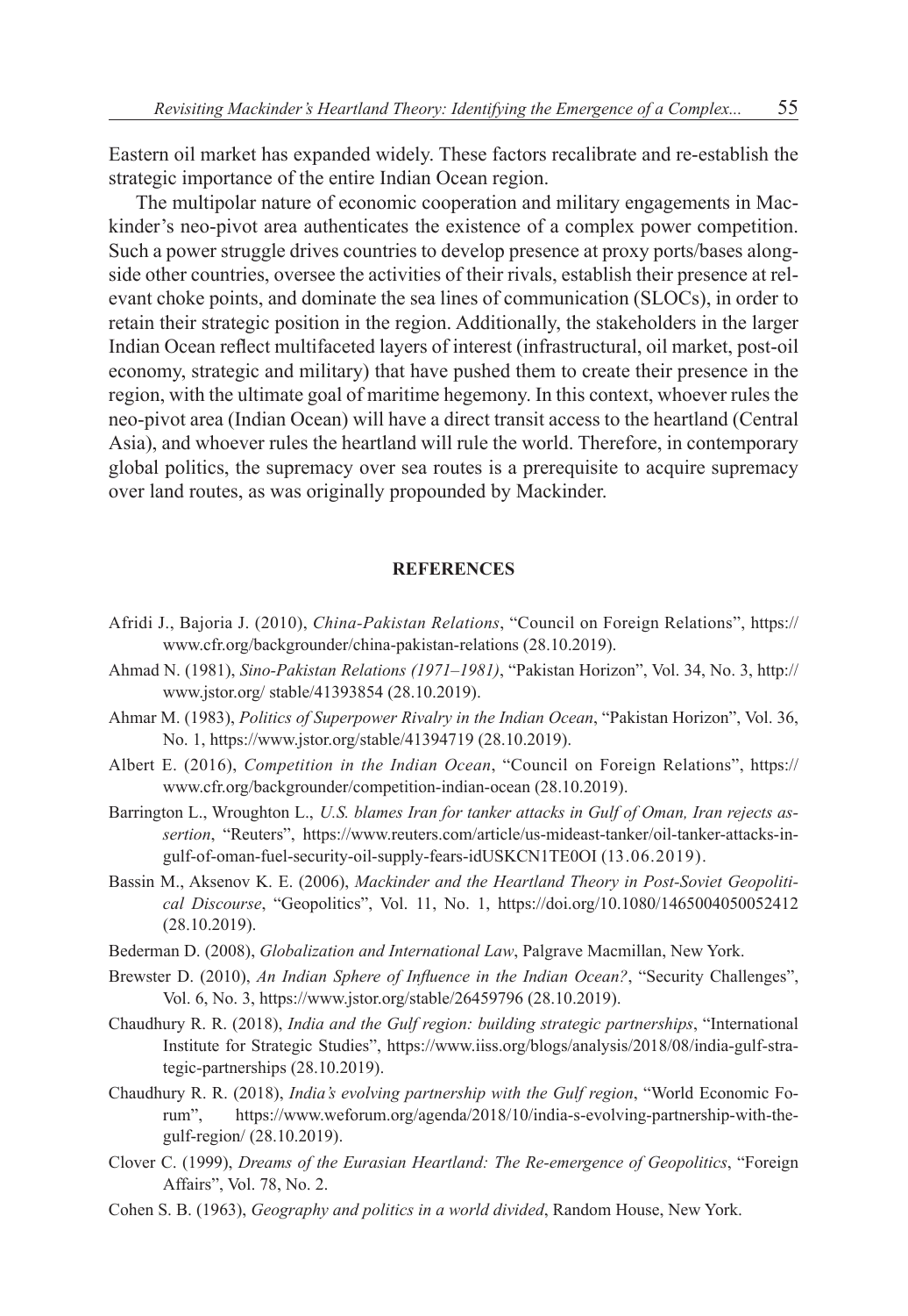Eastern oil market has expanded widely. These factors recalibrate and re-establish the strategic importance of the entire Indian Ocean region.

The multipolar nature of economic cooperation and military engagements in Mackinder's neo-pivot area authenticates the existence of a complex power competition. Such a power struggle drives countries to develop presence at proxy ports/bases alongside other countries, oversee the activities of their rivals, establish their presence at relevant choke points, and dominate the sea lines of communication (SLOCs), in order to retain their strategic position in the region. Additionally, the stakeholders in the larger Indian Ocean reflect multifaceted layers of interest (infrastructural, oil market, post-oil economy, strategic and military) that have pushed them to create their presence in the region, with the ultimate goal of maritime hegemony. In this context, whoever rules the neo-pivot area (Indian Ocean) will have a direct transit access to the heartland (Central Asia), and whoever rules the heartland will rule the world. Therefore, in contemporary global politics, the supremacy over sea routes is a prerequisite to acquire supremacy over land routes, as was originally propounded by Mackinder.

## REFERENCES

Afridi J., Bajoria J. (2010), *China-Pakistan Relations*, "Council on Foreign Relations", https://www.cfr.org/backgrounder/china-pakistan-relations (28.10.2019).

Ahmad N. (1981), *Sino-Pakistan Relations (1971–1981)*, "Pakistan Horizon", Vol. 34, No. 3, http://www.jstor.org/ stable/41393854 (28.10.2019).

Ahmar M. (1983), *Politics of Superpower Rivalry in the Indian Ocean*, "Pakistan Horizon", Vol. 36, No. 1, https://www.jstor.org/stable/41394719 (28.10.2019).

Albert E. (2016), *Competition in the Indian Ocean*, "Council on Foreign Relations", https://www.cfr.org/backgrounder/competition-indian-ocean (28.10.2019).

Barrington L., Wroughton L., *U.S. blames Iran for tanker attacks in Gulf of Oman, Iran rejects assertion*, "Reuters", https://www.reuters.com/article/us-mideast-tanker/oil-tanker-attacks-in-gulf-of-oman-fuel-security-oil-supply-fears-idUSKCN1TE0OI (13.06.2019).

Bassin M., Aksenov K. E. (2006), *Mackinder and the Heartland Theory in Post-Soviet Geopolitical Discourse*, "Geopolitics", Vol. 11, No. 1, https://doi.org/10.1080/1465004050052412 (28.10.2019).

Bederman D. (2008), *Globalization and International Law*, Palgrave Macmillan, New York.

Brewster D. (2010), *An Indian Sphere of Influence in the Indian Ocean?*, "Security Challenges", Vol. 6, No. 3, https://www.jstor.org/stable/26459796 (28.10.2019).

Chaudhury R. R. (2018), *India and the Gulf region: building strategic partnerships*, "International Institute for Strategic Studies", https://www.iiss.org/blogs/analysis/2018/08/india-gulf-strategic-partnerships (28.10.2019).

Chaudhury R. R. (2018), *India's evolving partnership with the Gulf region*, "World Economic Forum", https://www.weforum.org/agenda/2018/10/india-s-evolving-partnership-with-the-gulf-region/ (28.10.2019).

Clover C. (1999), *Dreams of the Eurasian Heartland: The Re-emergence of Geopolitics*, "Foreign Affairs", Vol. 78, No. 2.

Cohen S. B. (1963), *Geography and politics in a world divided*, Random House, New York.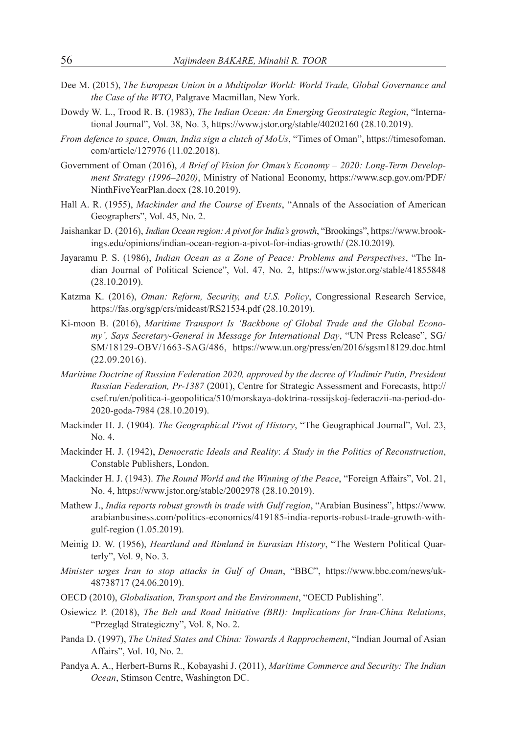Dee M. (2015), *The European Union in a Multipolar World: World Trade, Global Governance and the Case of the WTO*, Palgrave Macmillan, New York.

Dowdy W. L., Trood R. B. (1983), *The Indian Ocean: An Emerging Geostrategic Region*, "International Journal", Vol. 38, No. 3, https://www.jstor.org/stable/40202160 (28.10.2019).

*From defence to space, Oman, India sign a clutch of MoUs*, "Times of Oman", https://timesofoman.com/article/127976 (11.02.2018).

Government of Oman (2016), *A Brief of Vision for Oman's Economy – 2020: Long-Term Development Strategy (1996–2020)*, Ministry of National Economy, https://www.scp.gov.om/PDF/NinthFiveYearPlan.docx (28.10.2019).

Hall A. R. (1955), *Mackinder and the Course of Events*, "Annals of the Association of American Geographers", Vol. 45, No. 2.

Jaishankar D. (2016), *Indian Ocean region: A pivot for India's growth*, "Brookings", https://www.brookings.edu/opinions/indian-ocean-region-a-pivot-for-indias-growth/ (28.10.2019).

Jayaramu P. S. (1986), *Indian Ocean as a Zone of Peace: Problems and Perspectives*, "The Indian Journal of Political Science", Vol. 47, No. 2, https://www.jstor.org/stable/41855848 (28.10.2019).

Katzma K. (2016), *Oman: Reform, Security, and U.S. Policy*, Congressional Research Service, https://fas.org/sgp/crs/mideast/RS21534.pdf (28.10.2019).

Ki-moon B. (2016), *Maritime Transport Is 'Backbone of Global Trade and the Global Economy', Says Secretary-General in Message for International Day*, "UN Press Release", SG/SM/18129-OBV/1663-SAG/486, https://www.un.org/press/en/2016/sgsm18129.doc.html (22.09.2016).

*Maritime Doctrine of Russian Federation 2020, approved by the decree of Vladimir Putin, President Russian Federation, Pr-1387* (2001), Centre for Strategic Assessment and Forecasts, http://csef.ru/en/politica-i-geopolitica/510/morskaya-doktrina-rossijskoj-federaczii-na-period-do-2020-goda-7984 (28.10.2019).

Mackinder H. J. (1904). *The Geographical Pivot of History*, "The Geographical Journal", Vol. 23, No. 4.

Mackinder H. J. (1942), *Democratic Ideals and Reality*: *A Study in the Politics of Reconstruction*, Constable Publishers, London.

Mackinder H. J. (1943). *The Round World and the Winning of the Peace*, "Foreign Affairs", Vol. 21, No. 4, https://www.jstor.org/stable/2002978 (28.10.2019).

Mathew J., *India reports robust growth in trade with Gulf region*, "Arabian Business", https://www.arabianbusiness.com/politics-economics/419185-india-reports-robust-trade-growth-with-gulf-region (1.05.2019).

Meinig D. W. (1956), *Heartland and Rimland in Eurasian History*, "The Western Political Quarterly", Vol. 9, No. 3.

*Minister urges Iran to stop attacks in Gulf of Oman*, "BBC", https://www.bbc.com/news/uk-48738717 (24.06.2019).

OECD (2010), *Globalisation, Transport and the Environment*, "OECD Publishing".

Osiewicz P. (2018), *The Belt and Road Initiative (BRI): Implications for Iran-China Relations*, "Przegląd Strategiczny", Vol. 8, No. 2.

Panda D. (1997), *The United States and China: Towards A Rapprochement*, "Indian Journal of Asian Affairs", Vol. 10, No. 2.

Pandya A. A., Herbert-Burns R., Kobayashi J. (2011), *Maritime Commerce and Security: The Indian Ocean*, Stimson Centre, Washington DC.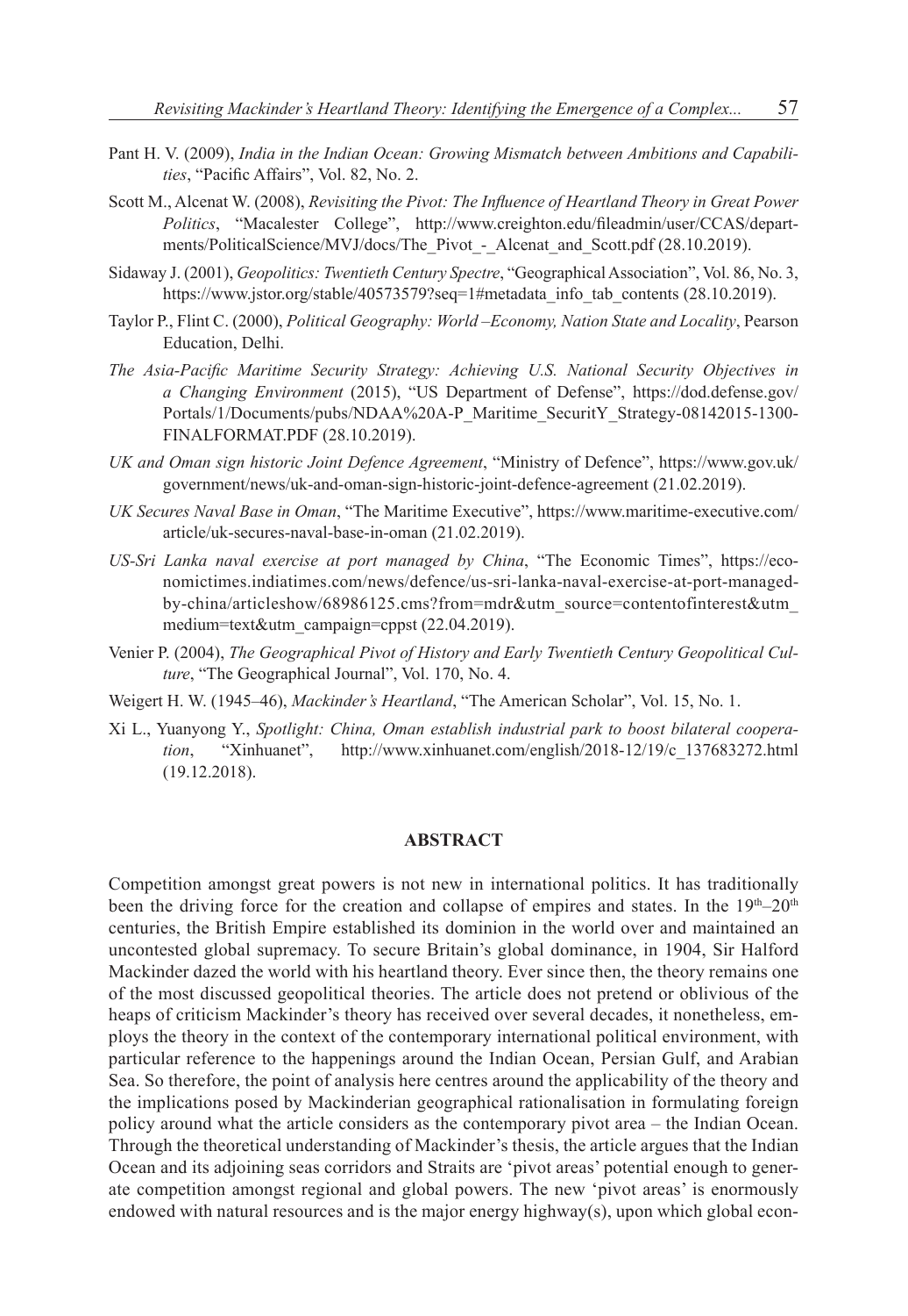Pant H. V. (2009), *India in the Indian Ocean: Growing Mismatch between Ambitions and Capabilities*, "Pacific Affairs", Vol. 82, No. 2.

Scott M., Alcenat W. (2008), *Revisiting the Pivot: The Influence of Heartland Theory in Great Power Politics*, "Macalester College", http://www.creighton.edu/fileadmin/user/CCAS/departments/PoliticalScience/MVJ/docs/The_Pivot_-_Alcenat_and_Scott.pdf (28.10.2019).

Sidaway J. (2001), *Geopolitics: Twentieth Century Spectre*, "Geographical Association", Vol. 86, No. 3, https://www.jstor.org/stable/40573579?seq=1#metadata_info_tab_contents (28.10.2019).

Taylor P., Flint C. (2000), *Political Geography: World –Economy, Nation State and Locality*, Pearson Education, Delhi.

*The Asia-Pacific Maritime Security Strategy: Achieving U.S. National Security Objectives in a Changing Environment* (2015), "US Department of Defense", https://dod.defense.gov/Portals/1/Documents/pubs/NDAA%20A-P_Maritime_SecuritY_Strategy-08142015-1300-FINALFORMAT.PDF (28.10.2019).

*UK and Oman sign historic Joint Defence Agreement*, "Ministry of Defence", https://www.gov.uk/government/news/uk-and-oman-sign-historic-joint-defence-agreement (21.02.2019).

*UK Secures Naval Base in Oman*, "The Maritime Executive", https://www.maritime-executive.com/article/uk-secures-naval-base-in-oman (21.02.2019).

*US-Sri Lanka naval exercise at port managed by China*, "The Economic Times", https://economictimes.indiatimes.com/news/defence/us-sri-lanka-naval-exercise-at-port-managed-by-china/articleshow/68986125.cms?from=mdr&utm_source=contentofinterest&utm_medium=text&utm_campaign=cppst (22.04.2019).

Venier P. (2004), *The Geographical Pivot of History and Early Twentieth Century Geopolitical Culture*, "The Geographical Journal", Vol. 170, No. 4.

Weigert H. W. (1945–46), *Mackinder's Heartland*, "The American Scholar", Vol. 15, No. 1.

Xi L., Yuanyong Y., *Spotlight: China, Oman establish industrial park to boost bilateral cooperation*, "Xinhuanet", http://www.xinhuanet.com/english/2018-12/19/c_137683272.html (19.12.2018).

## ABSTRACT

Competition amongst great powers is not new in international politics. It has traditionally been the driving force for the creation and collapse of empires and states. In the 19th–20th centuries, the British Empire established its dominion in the world over and maintained an uncontested global supremacy. To secure Britain's global dominance, in 1904, Sir Halford Mackinder dazed the world with his heartland theory. Ever since then, the theory remains one of the most discussed geopolitical theories. The article does not pretend or oblivious of the heaps of criticism Mackinder's theory has received over several decades, it nonetheless, employs the theory in the context of the contemporary international political environment, with particular reference to the happenings around the Indian Ocean, Persian Gulf, and Arabian Sea. So therefore, the point of analysis here centres around the applicability of the theory and the implications posed by Mackinderian geographical rationalisation in formulating foreign policy around what the article considers as the contemporary pivot area – the Indian Ocean. Through the theoretical understanding of Mackinder's thesis, the article argues that the Indian Ocean and its adjoining seas corridors and Straits are 'pivot areas' potential enough to generate competition amongst regional and global powers. The new 'pivot areas' is enormously endowed with natural resources and is the major energy highway(s), upon which global econ-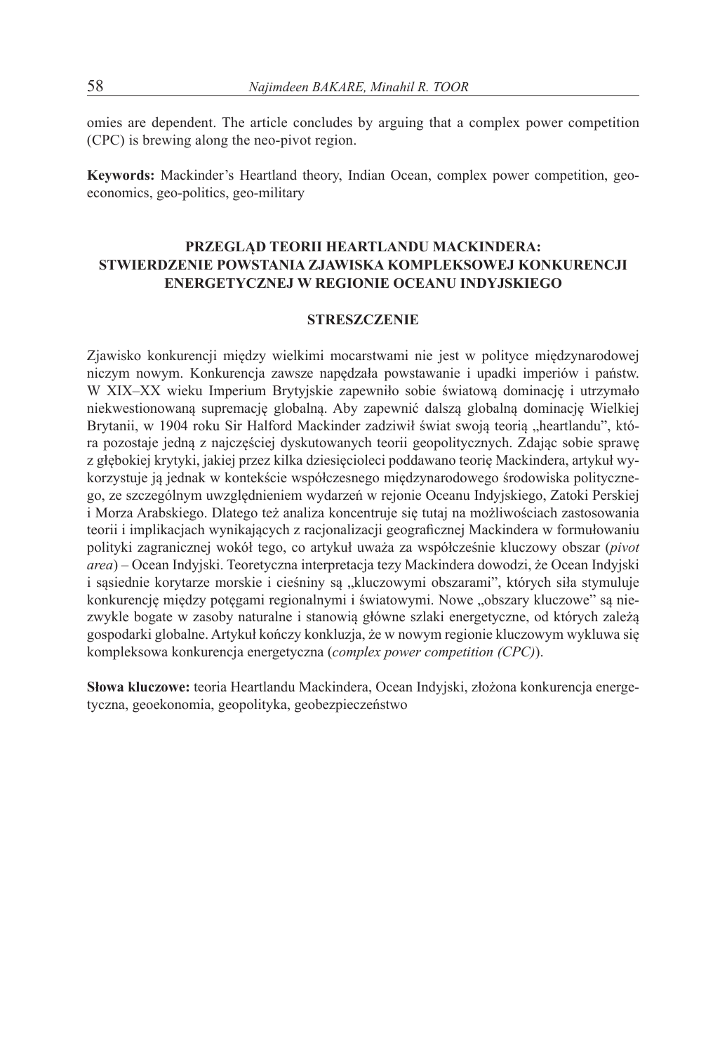omies are dependent. The article concludes by arguing that a complex power competition (CPC) is brewing along the neo-pivot region.

**Keywords:** Mackinder's Heartland theory, Indian Ocean, complex power competition, geo-economics, geo-politics, geo-military

## PRZEGLĄD TEORII HEARTLANDU MACKINDERA: STWIERDZENIE POWSTANIA ZJAWISKA KOMPLEKSOWEJ KONKURENCJI ENERGETYCZNEJ W REGIONIE OCEANU INDYJSKIEGO

### STRESZCZENIE

Zjawisko konkurencji między wielkimi mocarstwami nie jest w polityce międzynarodowej niczym nowym. Konkurencja zawsze napędzała powstawanie i upadki imperiów i państw. W XIX–XX wieku Imperium Brytyjskie zapewniło sobie światową dominację i utrzymało niekwestionowaną supremację globalną. Aby zapewnić dalszą globalną dominację Wielkiej Brytanii, w 1904 roku Sir Halford Mackinder zadziwił świat swoją teorią „heartlandu", która pozostaje jedną z najczęściej dyskutowanych teorii geopolitycznych. Zdając sobie sprawę z głębokiej krytyki, jakiej przez kilka dziesięcioleci poddawano teorię Mackindera, artykuł wykorzystuje ją jednak w kontekście współczesnego międzynarodowego środowiska politycznego, ze szczególnym uwzględnieniem wydarzeń w rejonie Oceanu Indyjskiego, Zatoki Perskiej i Morza Arabskiego. Dlatego też analiza koncentruje się tutaj na możliwościach zastosowania teorii i implikacjach wynikających z racjonalizacji geograficznej Mackindera w formułowaniu polityki zagranicznej wokół tego, co artykuł uważa za współcześnie kluczowy obszar (*pivot area*) – Ocean Indyjski. Teoretyczna interpretacja tezy Mackindera dowodzi, że Ocean Indyjski i sąsiednie korytarze morskie i cieśniny są „kluczowymi obszarami", których siła stymuluje konkurencję między potęgami regionalnymi i światowymi. Nowe „obszary kluczowe" są niezwykle bogate w zasoby naturalne i stanowią główne szlaki energetyczne, od których zależą gospodarki globalne. Artykuł kończy konkluzja, że w nowym regionie kluczowym wykluwa się kompleksowa konkurencja energetyczna (*complex power competition (CPC)*).

**Słowa kluczowe:** teoria Heartlandu Mackindera, Ocean Indyjski, złożona konkurencja energetyczna, geoekonomia, geopolityka, geobezpieczeństwo